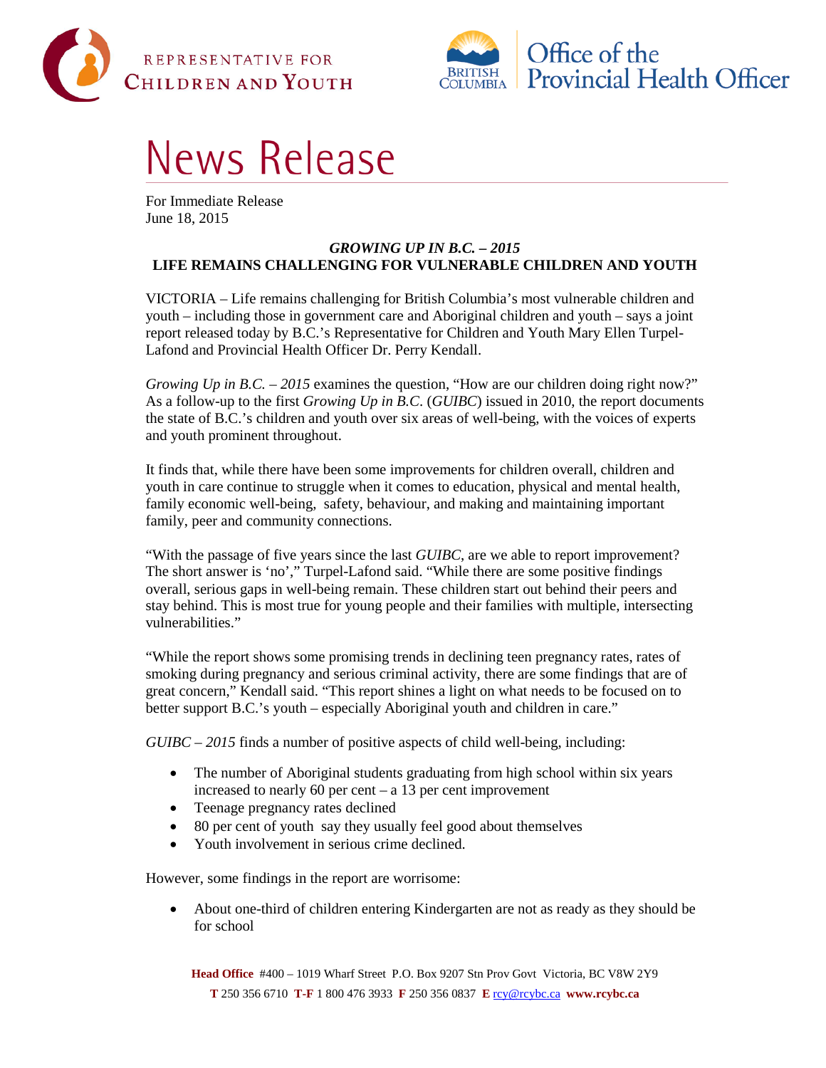REPRESENTATIVE FOR CHILDREN AND YOUTH

BRITISH COLUMBIA Office of the Provincial Health Officer

# News Release

For Immediate Release
June 18, 2015

***GROWING UP IN B.C. – 2015***
**LIFE REMAINS CHALLENGING FOR VULNERABLE CHILDREN AND YOUTH**

VICTORIA – Life remains challenging for British Columbia's most vulnerable children and youth – including those in government care and Aboriginal children and youth – says a joint report released today by B.C.'s Representative for Children and Youth Mary Ellen Turpel-Lafond and Provincial Health Officer Dr. Perry Kendall.

*Growing Up in B.C. – 2015* examines the question, "How are our children doing right now?" As a follow-up to the first *Growing Up in B.C.* (*GUIBC*) issued in 2010, the report documents the state of B.C.'s children and youth over six areas of well-being, with the voices of experts and youth prominent throughout.

It finds that, while there have been some improvements for children overall, children and youth in care continue to struggle when it comes to education, physical and mental health, family economic well-being, safety, behaviour, and making and maintaining important family, peer and community connections.

"With the passage of five years since the last *GUIBC*, are we able to report improvement? The short answer is 'no'," Turpel-Lafond said. "While there are some positive findings overall, serious gaps in well-being remain. These children start out behind their peers and stay behind. This is most true for young people and their families with multiple, intersecting vulnerabilities."

"While the report shows some promising trends in declining teen pregnancy rates, rates of smoking during pregnancy and serious criminal activity, there are some findings that are of great concern," Kendall said. "This report shines a light on what needs to be focused on to better support B.C.'s youth – especially Aboriginal youth and children in care."

*GUIBC – 2015* finds a number of positive aspects of child well-being, including:

- The number of Aboriginal students graduating from high school within six years increased to nearly 60 per cent – a 13 per cent improvement
- Teenage pregnancy rates declined
- 80 per cent of youth say they usually feel good about themselves
- Youth involvement in serious crime declined.

However, some findings in the report are worrisome:

- About one-third of children entering Kindergarten are not as ready as they should be for school

**Head Office** #400 – 1019 Wharf Street P.O. Box 9207 Stn Prov Govt Victoria, BC V8W 2Y9
**T** 250 356 6710 **T-F** 1 800 476 3933 **F** 250 356 0837 **E** rcy@rcybc.ca **www.rcybc.ca**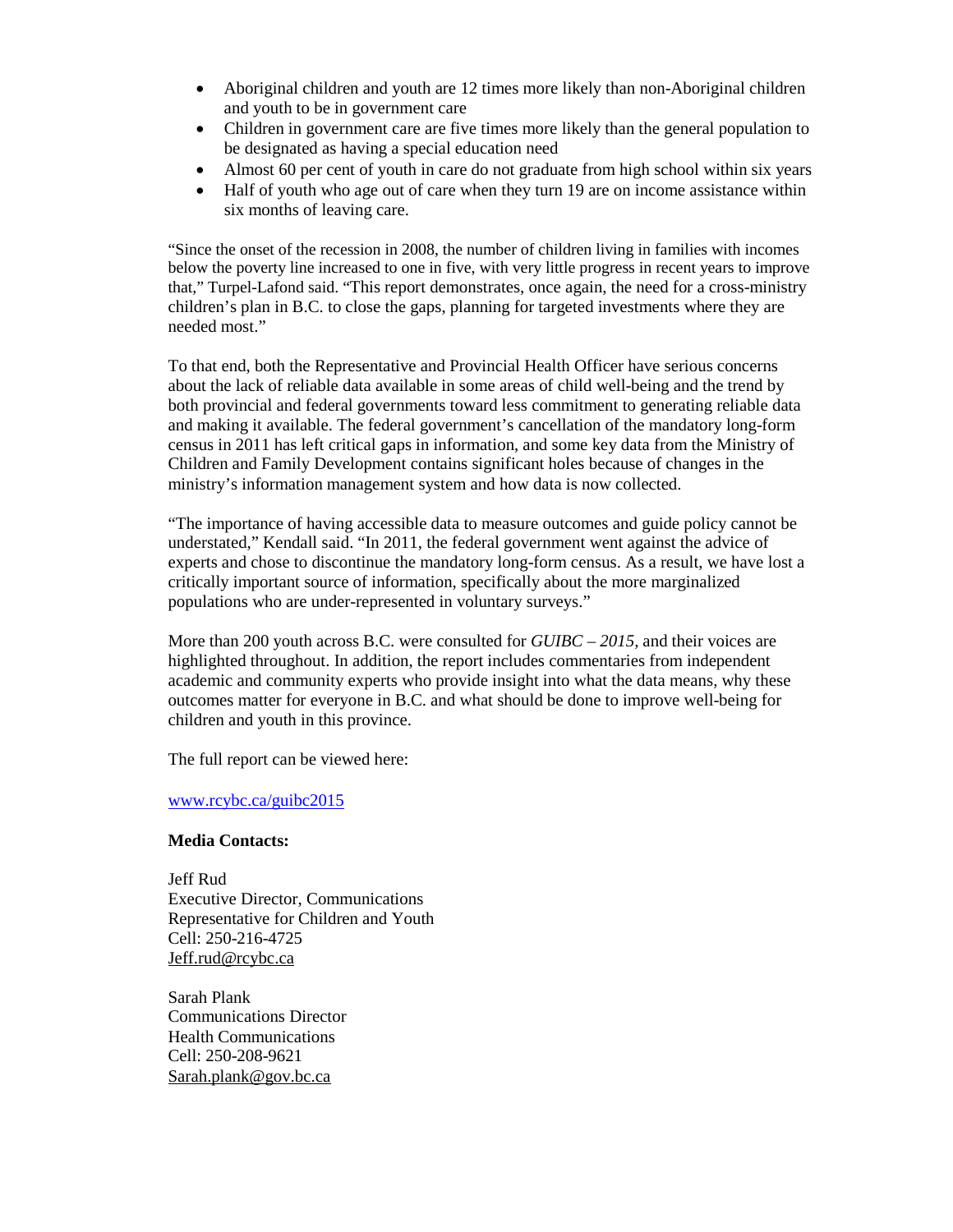- Aboriginal children and youth are 12 times more likely than non-Aboriginal children and youth to be in government care
- Children in government care are five times more likely than the general population to be designated as having a special education need
- Almost 60 per cent of youth in care do not graduate from high school within six years
- Half of youth who age out of care when they turn 19 are on income assistance within six months of leaving care.

"Since the onset of the recession in 2008, the number of children living in families with incomes below the poverty line increased to one in five, with very little progress in recent years to improve that," Turpel-Lafond said. "This report demonstrates, once again, the need for a cross-ministry children's plan in B.C. to close the gaps, planning for targeted investments where they are needed most."

To that end, both the Representative and Provincial Health Officer have serious concerns about the lack of reliable data available in some areas of child well-being and the trend by both provincial and federal governments toward less commitment to generating reliable data and making it available. The federal government's cancellation of the mandatory long-form census in 2011 has left critical gaps in information, and some key data from the Ministry of Children and Family Development contains significant holes because of changes in the ministry's information management system and how data is now collected.

"The importance of having accessible data to measure outcomes and guide policy cannot be understated," Kendall said. "In 2011, the federal government went against the advice of experts and chose to discontinue the mandatory long-form census. As a result, we have lost a critically important source of information, specifically about the more marginalized populations who are under-represented in voluntary surveys."

More than 200 youth across B.C. were consulted for *GUIBC – 2015*, and their voices are highlighted throughout. In addition, the report includes commentaries from independent academic and community experts who provide insight into what the data means, why these outcomes matter for everyone in B.C. and what should be done to improve well-being for children and youth in this province.

The full report can be viewed here:

www.rcybc.ca/guibc2015

**Media Contacts:**

Jeff Rud
Executive Director, Communications
Representative for Children and Youth
Cell: 250-216-4725
Jeff.rud@rcybc.ca

Sarah Plank
Communications Director
Health Communications
Cell: 250-208-9621
Sarah.plank@gov.bc.ca